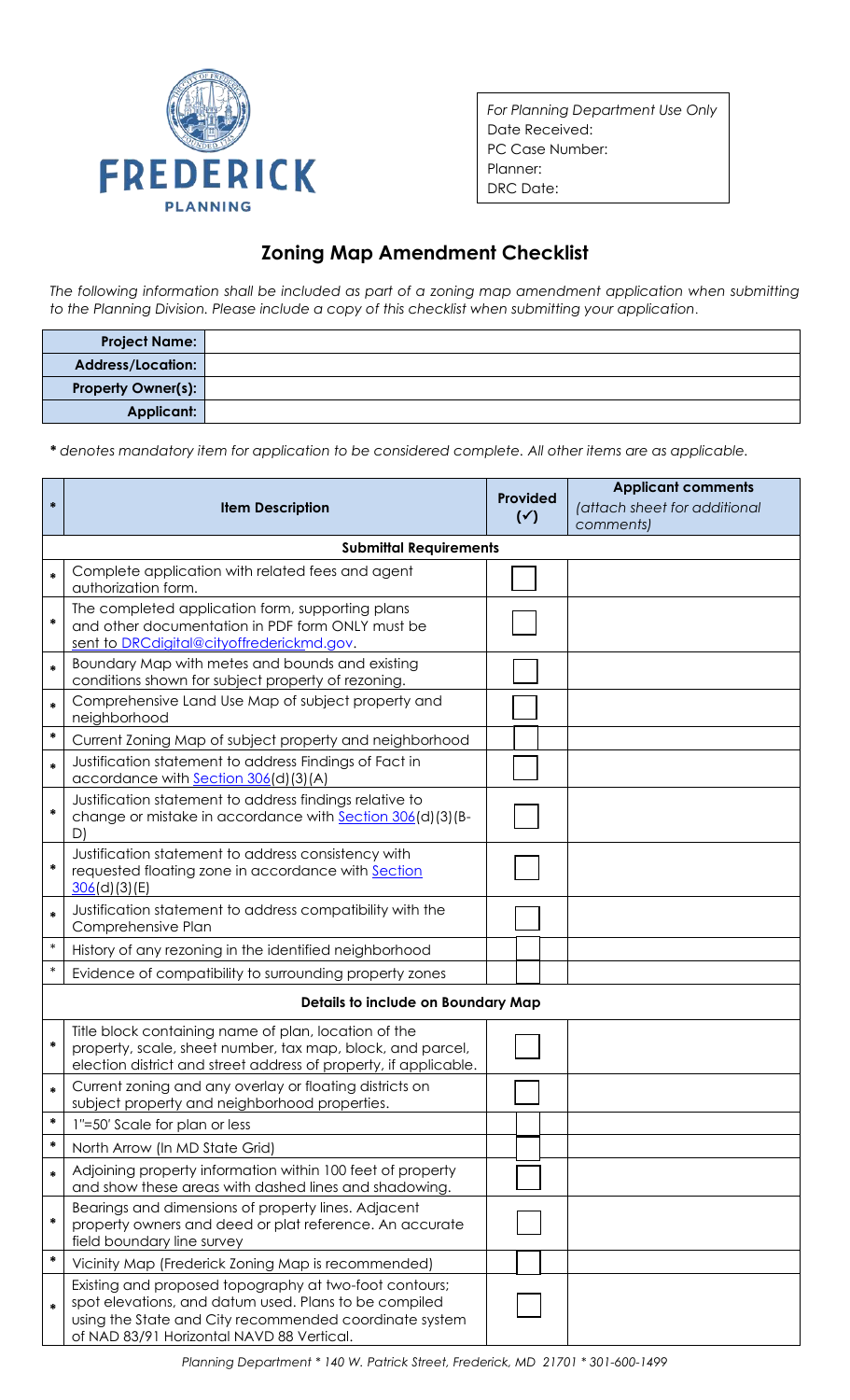FREDERICK PLANNING

| For Planning Department Use Only |
|---|
| Date Received: |
| PC Case Number: |
| Planner: |
| DRC Date: |

# Zoning Map Amendment Checklist

*The following information shall be included as part of a zoning map amendment application when submitting to the Planning Division. Please include a copy of this checklist when submitting your application.*

| | |
|---|---|
| **Project Name:** | |
| **Address/Location:** | |
| **Property Owner(s):** | |
| **Applicant:** | |

*\* denotes mandatory item for application to be considered complete. All other items are as applicable.*

| * | Item Description | Provided (✓) | Applicant comments *(attach sheet for additional comments)* |
|---|---|---|---|
| | **Submittal Requirements** | | |
| * | Complete application with related fees and agent authorization form. | ☐ | |
| * | The completed application form, supporting plans and other documentation in PDF form ONLY must be sent to DRCdigital@cityoffrederickmd.gov. | ☐ | |
| * | Boundary Map with metes and bounds and existing conditions shown for subject property of rezoning. | ☐ | |
| * | Comprehensive Land Use Map of subject property and neighborhood | ☐ | |
| * | Current Zoning Map of subject property and neighborhood | ☐ | |
| * | Justification statement to address Findings of Fact in accordance with Section 306(d)(3)(A) | ☐ | |
| * | Justification statement to address findings relative to change or mistake in accordance with Section 306(d)(3)(B-D) | ☐ | |
| * | Justification statement to address consistency with requested floating zone in accordance with Section 306(d)(3)(E) | ☐ | |
| * | Justification statement to address compatibility with the Comprehensive Plan | ☐ | |
| * | History of any rezoning in the identified neighborhood | ☐ | |
| * | Evidence of compatibility to surrounding property zones | ☐ | |
| | **Details to include on Boundary Map** | | |
| * | Title block containing name of plan, location of the property, scale, sheet number, tax map, block, and parcel, election district and street address of property, if applicable. | ☐ | |
| * | Current zoning and any overlay or floating districts on subject property and neighborhood properties. | ☐ | |
| * | 1"=50' Scale for plan or less | ☐ | |
| * | North Arrow (In MD State Grid) | ☐ | |
| * | Adjoining property information within 100 feet of property and show these areas with dashed lines and shadowing. | ☐ | |
| * | Bearings and dimensions of property lines. Adjacent property owners and deed or plat reference. An accurate field boundary line survey | ☐ | |
| * | Vicinity Map (Frederick Zoning Map is recommended) | ☐ | |
| * | Existing and proposed topography at two-foot contours; spot elevations, and datum used. Plans to be compiled using the State and City recommended coordinate system of NAD 83/91 Horizontal NAVD 88 Vertical. | ☐ | |

*Planning Department * 140 W. Patrick Street, Frederick, MD 21701 * 301-600-1499*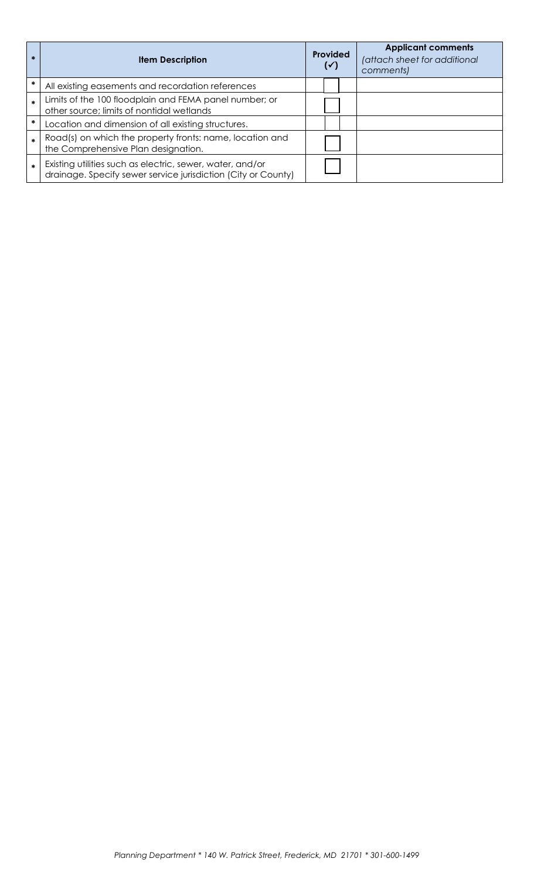| * | Item Description | Provided (✓) | Applicant comments *(attach sheet for additional comments)* |
|---|---|---|---|
| * | All existing easements and recordation references | | |
| * | Limits of the 100 floodplain and FEMA panel number; or other source; limits of nontidal wetlands | | |
| * | Location and dimension of all existing structures. | | |
| * | Road(s) on which the property fronts: name, location and the Comprehensive Plan designation. | | |
| * | Existing utilities such as electric, sewer, water, and/or drainage. Specify sewer service jurisdiction (City or County) | | |

*Planning Department * 140 W. Patrick Street, Frederick, MD 21701 * 301-600-1499*